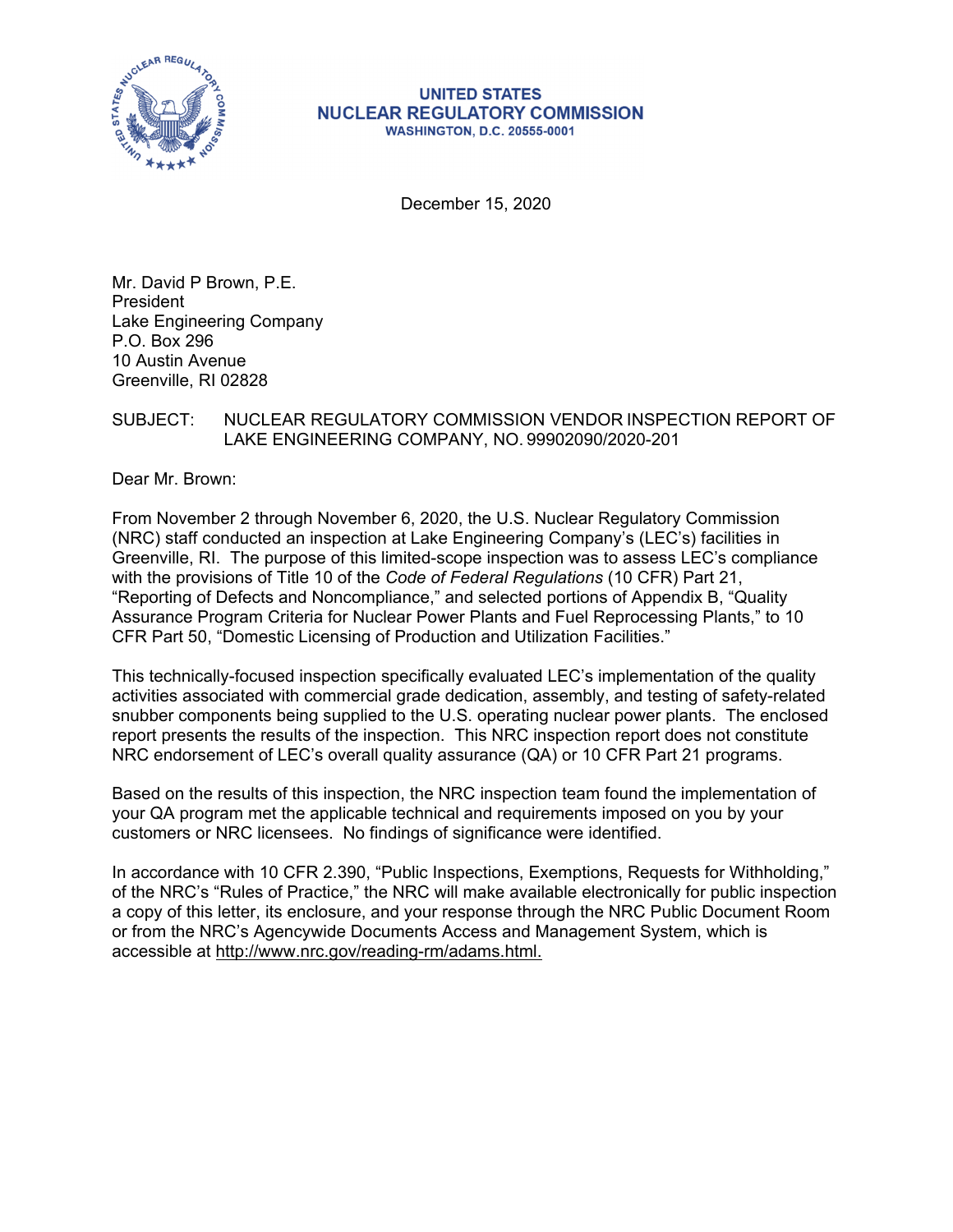**UNITED STATES**
**NUCLEAR REGULATORY COMMISSION**
**WASHINGTON, D.C. 20555-0001**

December 15, 2020

Mr. David P Brown, P.E.
President
Lake Engineering Company
P.O. Box 296
10 Austin Avenue
Greenville, RI 02828

SUBJECT: NUCLEAR REGULATORY COMMISSION VENDOR INSPECTION REPORT OF LAKE ENGINEERING COMPANY, NO. 99902090/2020-201

Dear Mr. Brown:

From November 2 through November 6, 2020, the U.S. Nuclear Regulatory Commission (NRC) staff conducted an inspection at Lake Engineering Company's (LEC's) facilities in Greenville, RI. The purpose of this limited-scope inspection was to assess LEC's compliance with the provisions of Title 10 of the *Code of Federal Regulations* (10 CFR) Part 21, "Reporting of Defects and Noncompliance," and selected portions of Appendix B, "Quality Assurance Program Criteria for Nuclear Power Plants and Fuel Reprocessing Plants," to 10 CFR Part 50, "Domestic Licensing of Production and Utilization Facilities."

This technically-focused inspection specifically evaluated LEC's implementation of the quality activities associated with commercial grade dedication, assembly, and testing of safety-related snubber components being supplied to the U.S. operating nuclear power plants. The enclosed report presents the results of the inspection. This NRC inspection report does not constitute NRC endorsement of LEC's overall quality assurance (QA) or 10 CFR Part 21 programs.

Based on the results of this inspection, the NRC inspection team found the implementation of your QA program met the applicable technical and requirements imposed on you by your customers or NRC licensees. No findings of significance were identified.

In accordance with 10 CFR 2.390, "Public Inspections, Exemptions, Requests for Withholding," of the NRC's "Rules of Practice," the NRC will make available electronically for public inspection a copy of this letter, its enclosure, and your response through the NRC Public Document Room or from the NRC's Agencywide Documents Access and Management System, which is accessible at http://www.nrc.gov/reading-rm/adams.html.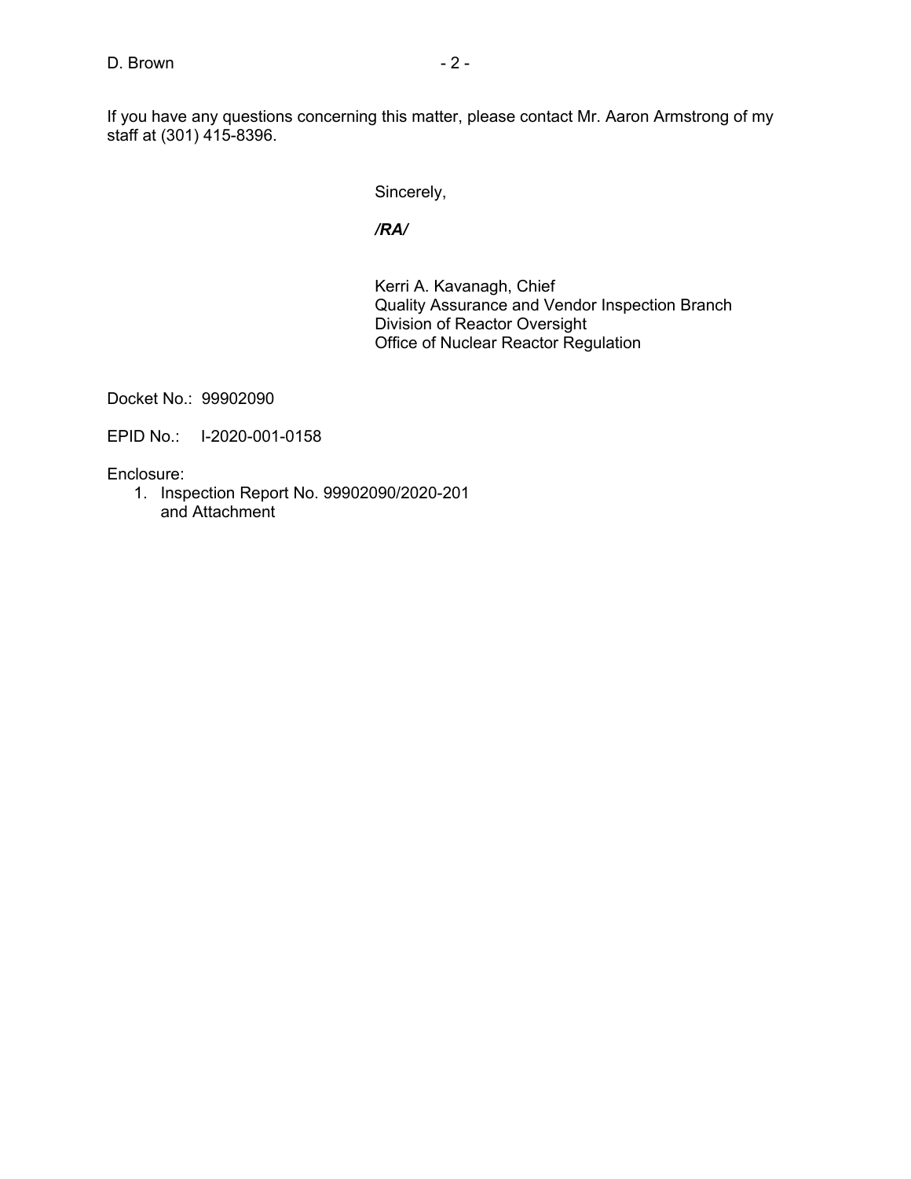If you have any questions concerning this matter, please contact Mr. Aaron Armstrong of my staff at (301) 415-8396.

Sincerely,

***/RA/***

Kerri A. Kavanagh, Chief
Quality Assurance and Vendor Inspection Branch
Division of Reactor Oversight
Office of Nuclear Reactor Regulation

Docket No.: 99902090

EPID No.: I-2020-001-0158

Enclosure:

1. Inspection Report No. 99902090/2020-201
   and Attachment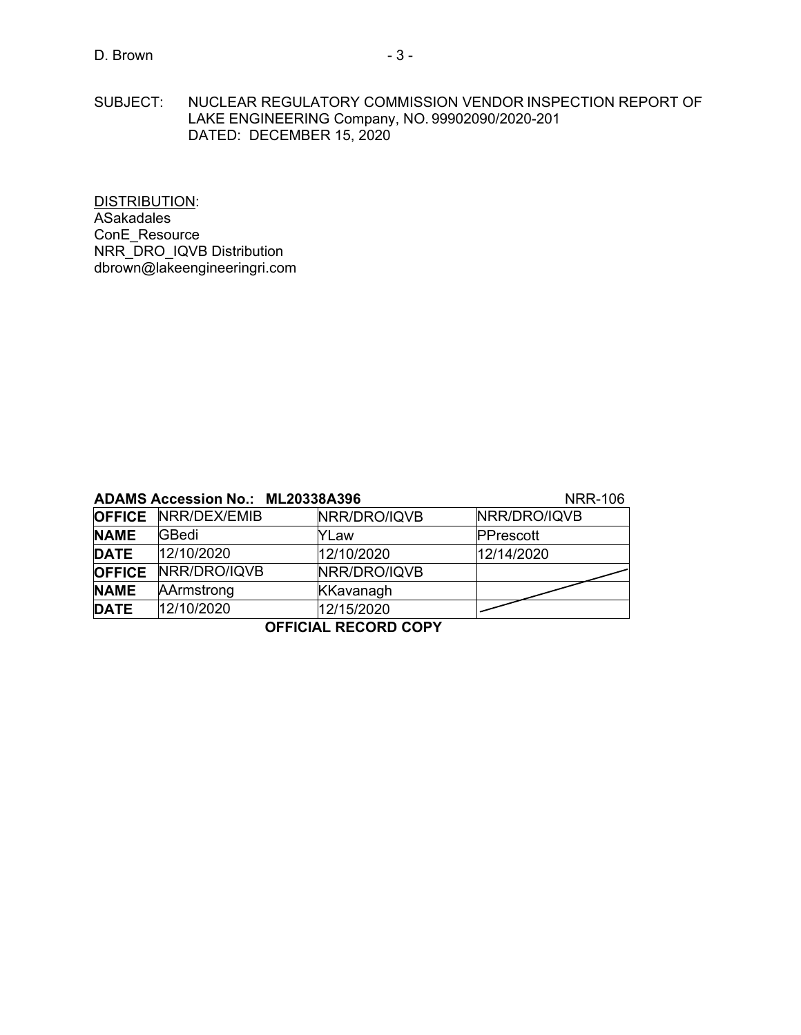SUBJECT: NUCLEAR REGULATORY COMMISSION VENDOR INSPECTION REPORT OF LAKE ENGINEERING Company, NO. 99902090/2020-201
DATED: DECEMBER 15, 2020

DISTRIBUTION:
ASakadales
ConE_Resource
NRR_DRO_IQVB Distribution
dbrown@lakeengineeringri.com

**ADAMS Accession No.: ML20338A396** NRR-106

| **OFFICE** | NRR/DEX/EMIB | NRR/DRO/IQVB | NRR/DRO/IQVB |
|---|---|---|---|
| **NAME** | GBedi | YLaw | PPrescott |
| **DATE** | 12/10/2020 | 12/10/2020 | 12/14/2020 |
| **OFFICE** | NRR/DRO/IQVB | NRR/DRO/IQVB | |
| **NAME** | AArmstrong | KKavanagh | |
| **DATE** | 12/10/2020 | 12/15/2020 | |

**OFFICIAL RECORD COPY**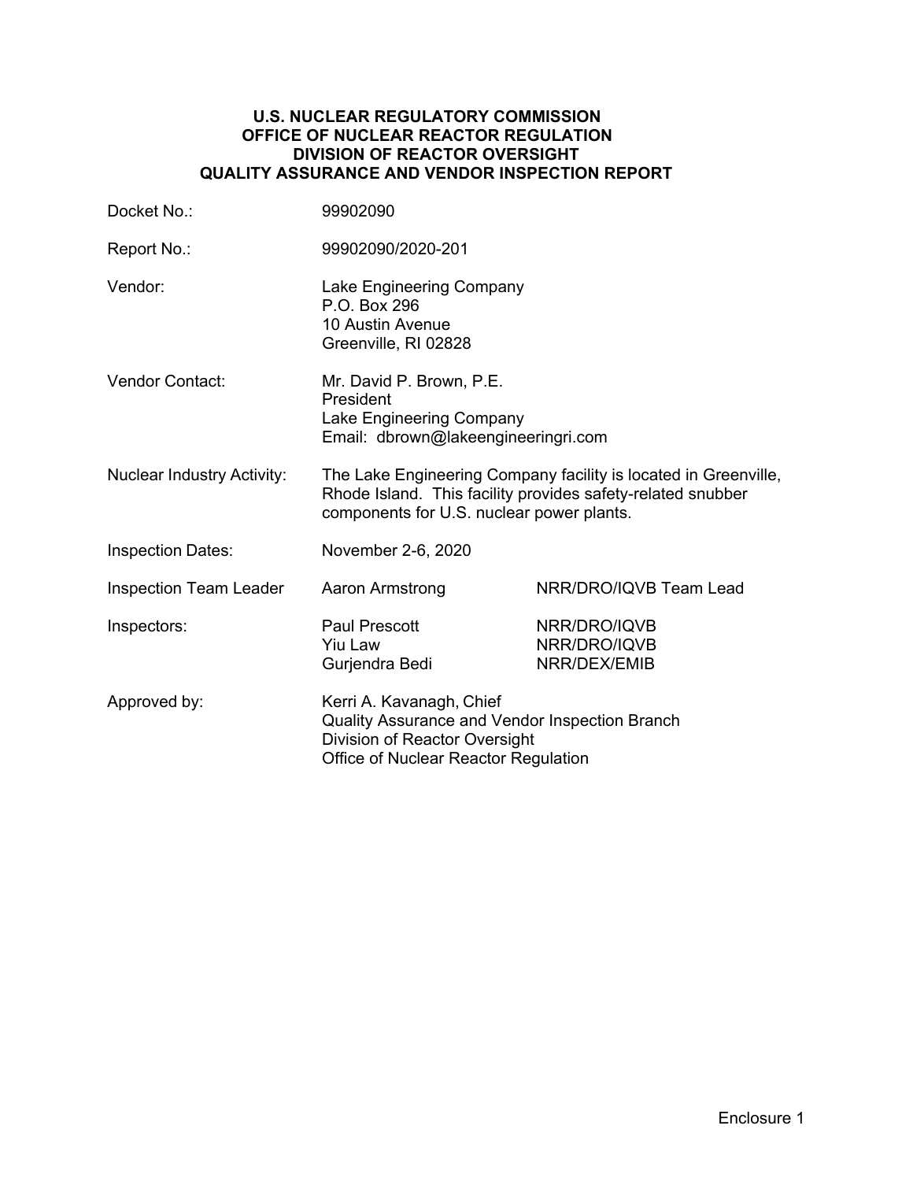**U.S. NUCLEAR REGULATORY COMMISSION**
**OFFICE OF NUCLEAR REACTOR REGULATION**
**DIVISION OF REACTOR OVERSIGHT**
**QUALITY ASSURANCE AND VENDOR INSPECTION REPORT**

| | | |
|---|---|---|
| Docket No.: | 99902090 | |
| Report No.: | 99902090/2020-201 | |
| Vendor: | Lake Engineering Company<br>P.O. Box 296<br>10 Austin Avenue<br>Greenville, RI 02828 | |
| Vendor Contact: | Mr. David P. Brown, P.E.<br>President<br>Lake Engineering Company<br>Email: dbrown@lakeengineeringri.com | |
| Nuclear Industry Activity: | The Lake Engineering Company facility is located in Greenville, Rhode Island. This facility provides safety-related snubber components for U.S. nuclear power plants. | |
| Inspection Dates: | November 2-6, 2020 | |
| Inspection Team Leader | Aaron Armstrong | NRR/DRO/IQVB Team Lead |
| Inspectors: | Paul Prescott<br>Yiu Law<br>Gurjendra Bedi | NRR/DRO/IQVB<br>NRR/DRO/IQVB<br>NRR/DEX/EMIB |
| Approved by: | Kerri A. Kavanagh, Chief<br>Quality Assurance and Vendor Inspection Branch<br>Division of Reactor Oversight<br>Office of Nuclear Reactor Regulation | |

Enclosure 1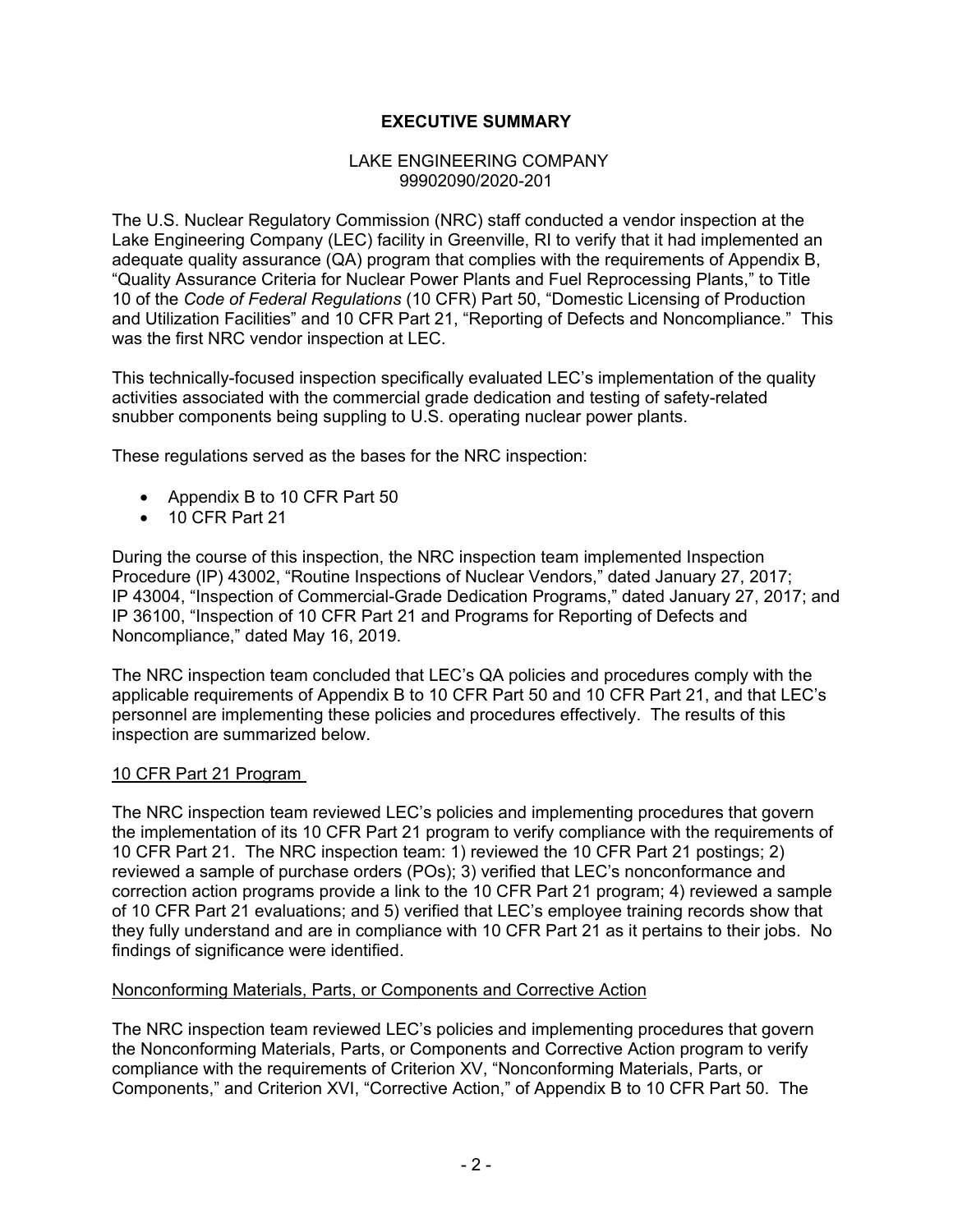# EXECUTIVE SUMMARY

LAKE ENGINEERING COMPANY
99902090/2020-201

The U.S. Nuclear Regulatory Commission (NRC) staff conducted a vendor inspection at the Lake Engineering Company (LEC) facility in Greenville, RI to verify that it had implemented an adequate quality assurance (QA) program that complies with the requirements of Appendix B, "Quality Assurance Criteria for Nuclear Power Plants and Fuel Reprocessing Plants," to Title 10 of the *Code of Federal Regulations* (10 CFR) Part 50, "Domestic Licensing of Production and Utilization Facilities" and 10 CFR Part 21, "Reporting of Defects and Noncompliance." This was the first NRC vendor inspection at LEC.

This technically-focused inspection specifically evaluated LEC's implementation of the quality activities associated with the commercial grade dedication and testing of safety-related snubber components being suppling to U.S. operating nuclear power plants.

These regulations served as the bases for the NRC inspection:

- Appendix B to 10 CFR Part 50
- 10 CFR Part 21

During the course of this inspection, the NRC inspection team implemented Inspection Procedure (IP) 43002, "Routine Inspections of Nuclear Vendors," dated January 27, 2017; IP 43004, "Inspection of Commercial-Grade Dedication Programs," dated January 27, 2017; and IP 36100, "Inspection of 10 CFR Part 21 and Programs for Reporting of Defects and Noncompliance," dated May 16, 2019.

The NRC inspection team concluded that LEC's QA policies and procedures comply with the applicable requirements of Appendix B to 10 CFR Part 50 and 10 CFR Part 21, and that LEC's personnel are implementing these policies and procedures effectively. The results of this inspection are summarized below.

## 10 CFR Part 21 Program

The NRC inspection team reviewed LEC's policies and implementing procedures that govern the implementation of its 10 CFR Part 21 program to verify compliance with the requirements of 10 CFR Part 21. The NRC inspection team: 1) reviewed the 10 CFR Part 21 postings; 2) reviewed a sample of purchase orders (POs); 3) verified that LEC's nonconformance and correction action programs provide a link to the 10 CFR Part 21 program; 4) reviewed a sample of 10 CFR Part 21 evaluations; and 5) verified that LEC's employee training records show that they fully understand and are in compliance with 10 CFR Part 21 as it pertains to their jobs. No findings of significance were identified.

## Nonconforming Materials, Parts, or Components and Corrective Action

The NRC inspection team reviewed LEC's policies and implementing procedures that govern the Nonconforming Materials, Parts, or Components and Corrective Action program to verify compliance with the requirements of Criterion XV, "Nonconforming Materials, Parts, or Components," and Criterion XVI, "Corrective Action," of Appendix B to 10 CFR Part 50. The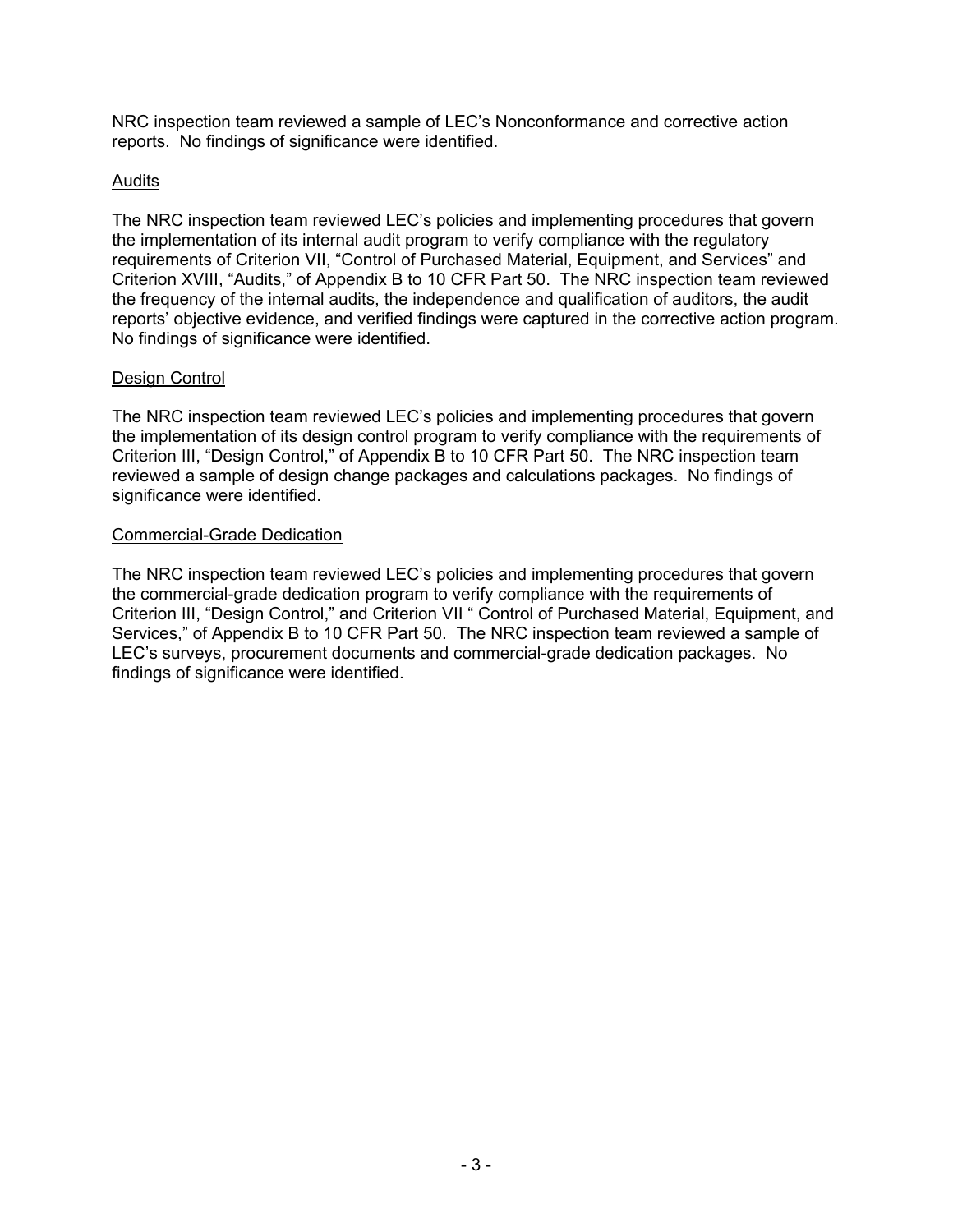NRC inspection team reviewed a sample of LEC's Nonconformance and corrective action reports. No findings of significance were identified.

Audits

The NRC inspection team reviewed LEC's policies and implementing procedures that govern the implementation of its internal audit program to verify compliance with the regulatory requirements of Criterion VII, "Control of Purchased Material, Equipment, and Services" and Criterion XVIII, "Audits," of Appendix B to 10 CFR Part 50. The NRC inspection team reviewed the frequency of the internal audits, the independence and qualification of auditors, the audit reports' objective evidence, and verified findings were captured in the corrective action program. No findings of significance were identified.

Design Control

The NRC inspection team reviewed LEC's policies and implementing procedures that govern the implementation of its design control program to verify compliance with the requirements of Criterion III, "Design Control," of Appendix B to 10 CFR Part 50. The NRC inspection team reviewed a sample of design change packages and calculations packages. No findings of significance were identified.

Commercial-Grade Dedication

The NRC inspection team reviewed LEC's policies and implementing procedures that govern the commercial-grade dedication program to verify compliance with the requirements of Criterion III, "Design Control," and Criterion VII " Control of Purchased Material, Equipment, and Services," of Appendix B to 10 CFR Part 50. The NRC inspection team reviewed a sample of LEC's surveys, procurement documents and commercial-grade dedication packages. No findings of significance were identified.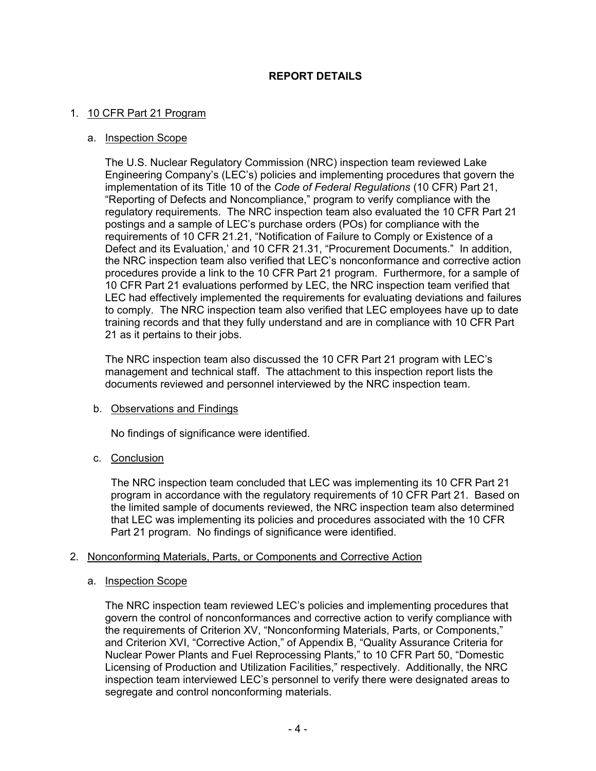## REPORT DETAILS

1. 10 CFR Part 21 Program

   a. Inspection Scope

   The U.S. Nuclear Regulatory Commission (NRC) inspection team reviewed Lake Engineering Company's (LEC's) policies and implementing procedures that govern the implementation of its Title 10 of the *Code of Federal Regulations* (10 CFR) Part 21, "Reporting of Defects and Noncompliance," program to verify compliance with the regulatory requirements. The NRC inspection team also evaluated the 10 CFR Part 21 postings and a sample of LEC's purchase orders (POs) for compliance with the requirements of 10 CFR 21.21, "Notification of Failure to Comply or Existence of a Defect and its Evaluation,' and 10 CFR 21.31, "Procurement Documents." In addition, the NRC inspection team also verified that LEC's nonconformance and corrective action procedures provide a link to the 10 CFR Part 21 program. Furthermore, for a sample of 10 CFR Part 21 evaluations performed by LEC, the NRC inspection team verified that LEC had effectively implemented the requirements for evaluating deviations and failures to comply. The NRC inspection team also verified that LEC employees have up to date training records and that they fully understand and are in compliance with 10 CFR Part 21 as it pertains to their jobs.

   The NRC inspection team also discussed the 10 CFR Part 21 program with LEC's management and technical staff. The attachment to this inspection report lists the documents reviewed and personnel interviewed by the NRC inspection team.

   b. Observations and Findings

   No findings of significance were identified.

   c. Conclusion

   The NRC inspection team concluded that LEC was implementing its 10 CFR Part 21 program in accordance with the regulatory requirements of 10 CFR Part 21. Based on the limited sample of documents reviewed, the NRC inspection team also determined that LEC was implementing its policies and procedures associated with the 10 CFR Part 21 program. No findings of significance were identified.

2. Nonconforming Materials, Parts, or Components and Corrective Action

   a. Inspection Scope

   The NRC inspection team reviewed LEC's policies and implementing procedures that govern the control of nonconformances and corrective action to verify compliance with the requirements of Criterion XV, "Nonconforming Materials, Parts, or Components," and Criterion XVI, "Corrective Action," of Appendix B, "Quality Assurance Criteria for Nuclear Power Plants and Fuel Reprocessing Plants," to 10 CFR Part 50, "Domestic Licensing of Production and Utilization Facilities," respectively. Additionally, the NRC inspection team interviewed LEC's personnel to verify there were designated areas to segregate and control nonconforming materials.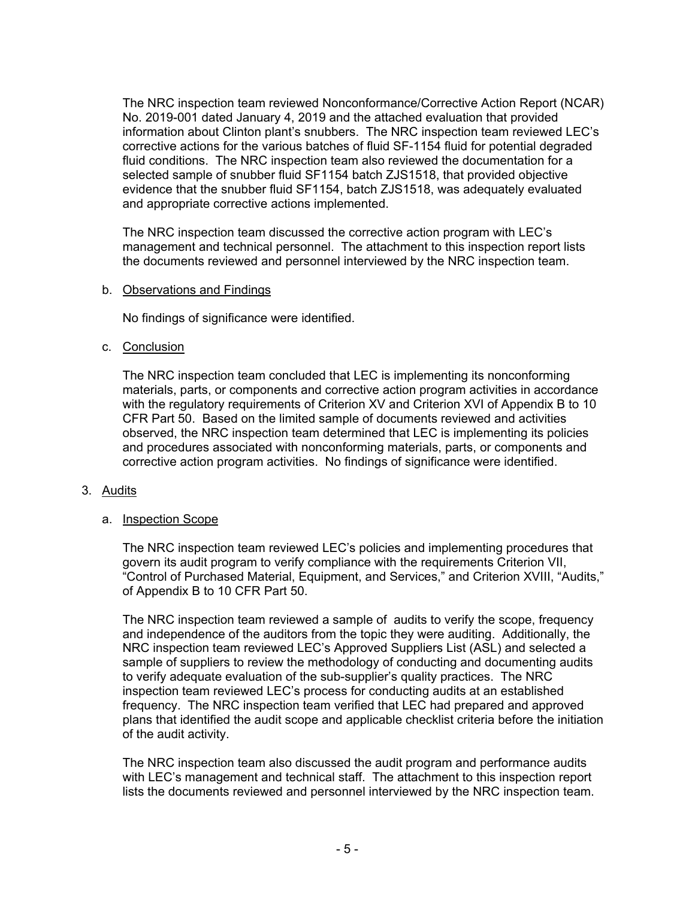The NRC inspection team reviewed Nonconformance/Corrective Action Report (NCAR) No. 2019-001 dated January 4, 2019 and the attached evaluation that provided information about Clinton plant's snubbers. The NRC inspection team reviewed LEC's corrective actions for the various batches of fluid SF-1154 fluid for potential degraded fluid conditions. The NRC inspection team also reviewed the documentation for a selected sample of snubber fluid SF1154 batch ZJS1518, that provided objective evidence that the snubber fluid SF1154, batch ZJS1518, was adequately evaluated and appropriate corrective actions implemented.

The NRC inspection team discussed the corrective action program with LEC's management and technical personnel. The attachment to this inspection report lists the documents reviewed and personnel interviewed by the NRC inspection team.

b. Observations and Findings

No findings of significance were identified.

c. Conclusion

The NRC inspection team concluded that LEC is implementing its nonconforming materials, parts, or components and corrective action program activities in accordance with the regulatory requirements of Criterion XV and Criterion XVI of Appendix B to 10 CFR Part 50. Based on the limited sample of documents reviewed and activities observed, the NRC inspection team determined that LEC is implementing its policies and procedures associated with nonconforming materials, parts, or components and corrective action program activities. No findings of significance were identified.

3. Audits

a. Inspection Scope

The NRC inspection team reviewed LEC's policies and implementing procedures that govern its audit program to verify compliance with the requirements Criterion VII, "Control of Purchased Material, Equipment, and Services," and Criterion XVIII, "Audits," of Appendix B to 10 CFR Part 50.

The NRC inspection team reviewed a sample of audits to verify the scope, frequency and independence of the auditors from the topic they were auditing. Additionally, the NRC inspection team reviewed LEC's Approved Suppliers List (ASL) and selected a sample of suppliers to review the methodology of conducting and documenting audits to verify adequate evaluation of the sub-supplier's quality practices. The NRC inspection team reviewed LEC's process for conducting audits at an established frequency. The NRC inspection team verified that LEC had prepared and approved plans that identified the audit scope and applicable checklist criteria before the initiation of the audit activity.

The NRC inspection team also discussed the audit program and performance audits with LEC's management and technical staff. The attachment to this inspection report lists the documents reviewed and personnel interviewed by the NRC inspection team.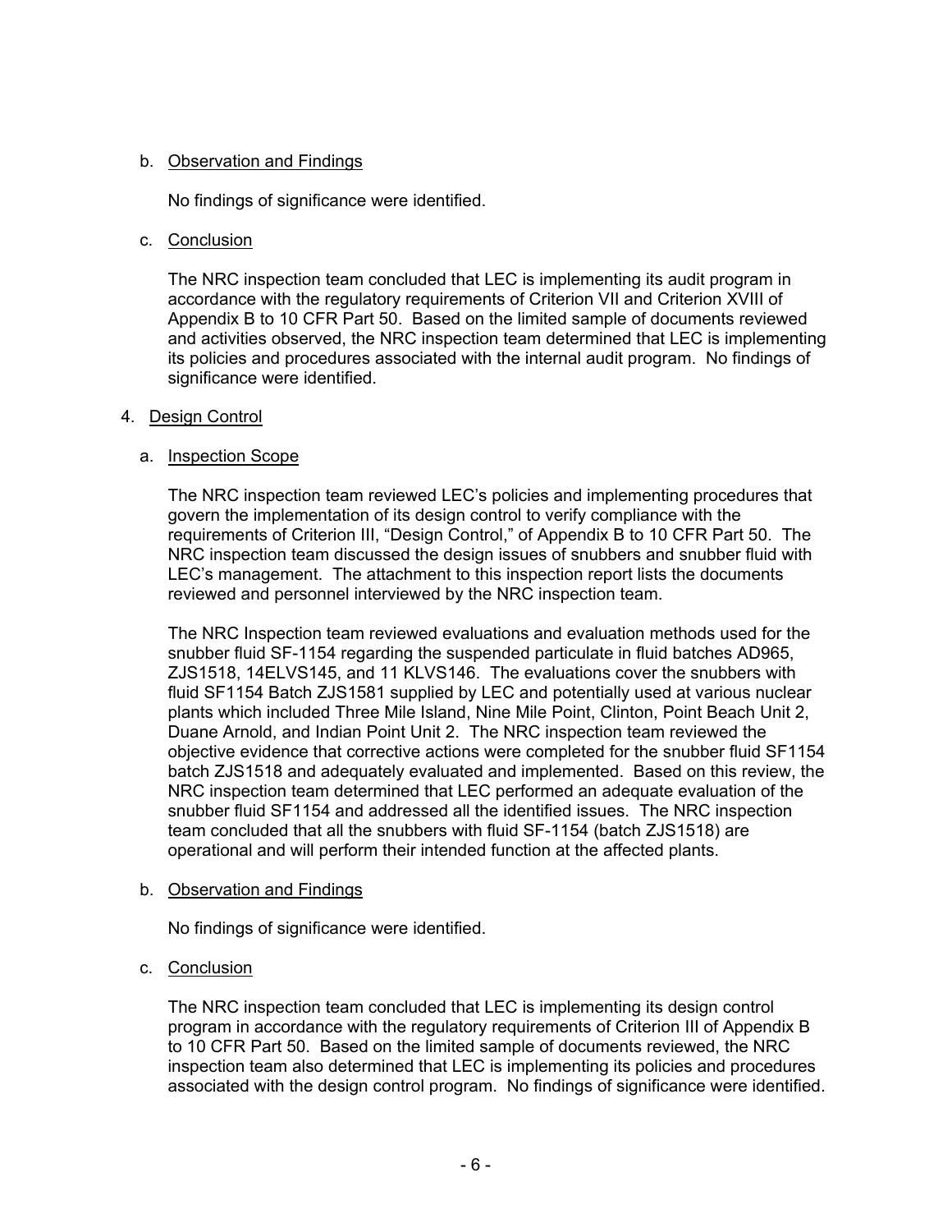b. Observation and Findings

No findings of significance were identified.

c. Conclusion

The NRC inspection team concluded that LEC is implementing its audit program in accordance with the regulatory requirements of Criterion VII and Criterion XVIII of Appendix B to 10 CFR Part 50. Based on the limited sample of documents reviewed and activities observed, the NRC inspection team determined that LEC is implementing its policies and procedures associated with the internal audit program. No findings of significance were identified.

4. Design Control

a. Inspection Scope

The NRC inspection team reviewed LEC's policies and implementing procedures that govern the implementation of its design control to verify compliance with the requirements of Criterion III, "Design Control," of Appendix B to 10 CFR Part 50. The NRC inspection team discussed the design issues of snubbers and snubber fluid with LEC's management. The attachment to this inspection report lists the documents reviewed and personnel interviewed by the NRC inspection team.

The NRC Inspection team reviewed evaluations and evaluation methods used for the snubber fluid SF-1154 regarding the suspended particulate in fluid batches AD965, ZJS1518, 14ELVS145, and 11 KLVS146. The evaluations cover the snubbers with fluid SF1154 Batch ZJS1581 supplied by LEC and potentially used at various nuclear plants which included Three Mile Island, Nine Mile Point, Clinton, Point Beach Unit 2, Duane Arnold, and Indian Point Unit 2. The NRC inspection team reviewed the objective evidence that corrective actions were completed for the snubber fluid SF1154 batch ZJS1518 and adequately evaluated and implemented. Based on this review, the NRC inspection team determined that LEC performed an adequate evaluation of the snubber fluid SF1154 and addressed all the identified issues. The NRC inspection team concluded that all the snubbers with fluid SF-1154 (batch ZJS1518) are operational and will perform their intended function at the affected plants.

b. Observation and Findings

No findings of significance were identified.

c. Conclusion

The NRC inspection team concluded that LEC is implementing its design control program in accordance with the regulatory requirements of Criterion III of Appendix B to 10 CFR Part 50. Based on the limited sample of documents reviewed, the NRC inspection team also determined that LEC is implementing its policies and procedures associated with the design control program. No findings of significance were identified.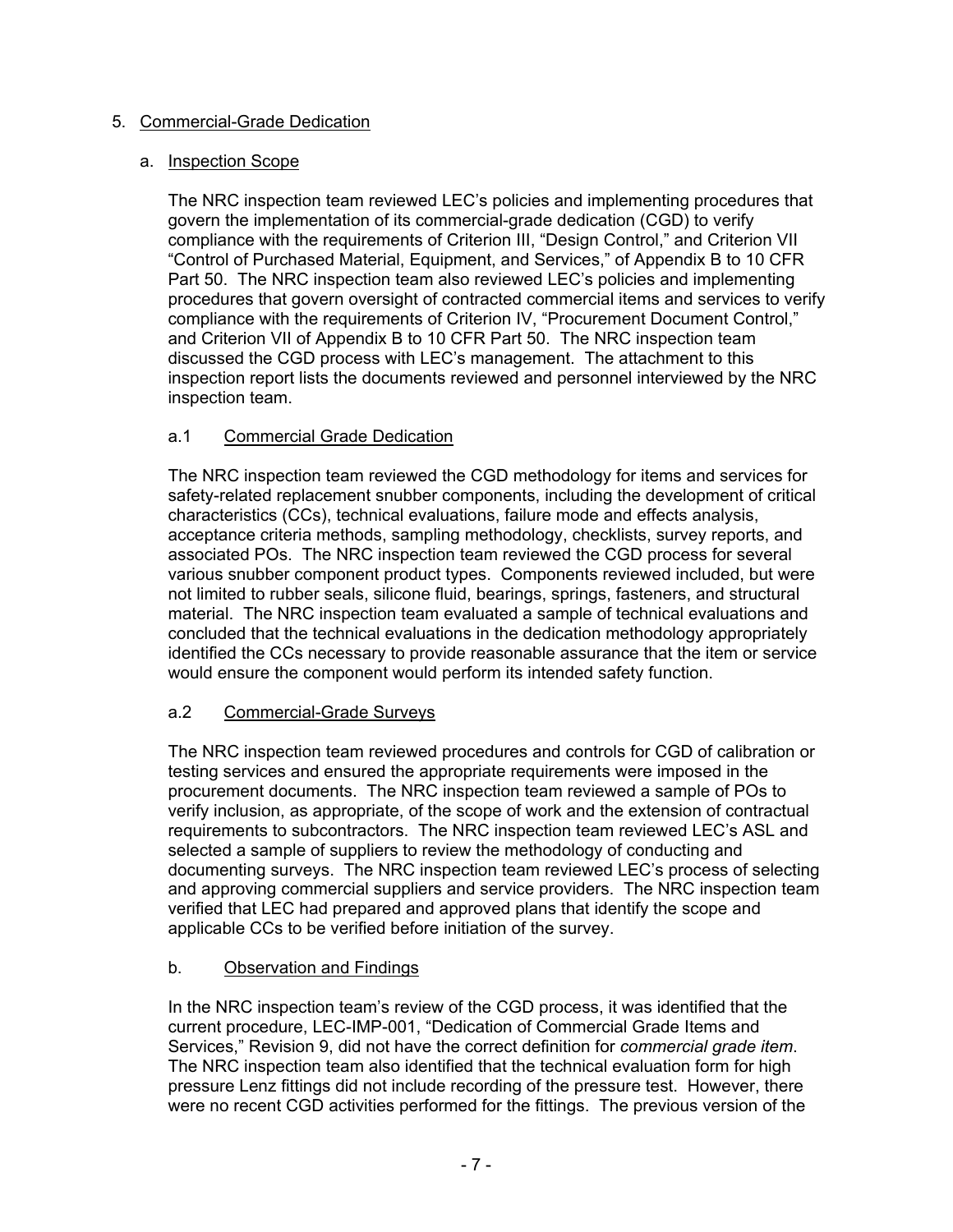## 5. Commercial-Grade Dedication

### a. Inspection Scope

The NRC inspection team reviewed LEC's policies and implementing procedures that govern the implementation of its commercial-grade dedication (CGD) to verify compliance with the requirements of Criterion III, "Design Control," and Criterion VII "Control of Purchased Material, Equipment, and Services," of Appendix B to 10 CFR Part 50. The NRC inspection team also reviewed LEC's policies and implementing procedures that govern oversight of contracted commercial items and services to verify compliance with the requirements of Criterion IV, "Procurement Document Control," and Criterion VII of Appendix B to 10 CFR Part 50. The NRC inspection team discussed the CGD process with LEC's management. The attachment to this inspection report lists the documents reviewed and personnel interviewed by the NRC inspection team.

#### a.1 Commercial Grade Dedication

The NRC inspection team reviewed the CGD methodology for items and services for safety-related replacement snubber components, including the development of critical characteristics (CCs), technical evaluations, failure mode and effects analysis, acceptance criteria methods, sampling methodology, checklists, survey reports, and associated POs. The NRC inspection team reviewed the CGD process for several various snubber component product types. Components reviewed included, but were not limited to rubber seals, silicone fluid, bearings, springs, fasteners, and structural material. The NRC inspection team evaluated a sample of technical evaluations and concluded that the technical evaluations in the dedication methodology appropriately identified the CCs necessary to provide reasonable assurance that the item or service would ensure the component would perform its intended safety function.

#### a.2 Commercial-Grade Surveys

The NRC inspection team reviewed procedures and controls for CGD of calibration or testing services and ensured the appropriate requirements were imposed in the procurement documents. The NRC inspection team reviewed a sample of POs to verify inclusion, as appropriate, of the scope of work and the extension of contractual requirements to subcontractors. The NRC inspection team reviewed LEC's ASL and selected a sample of suppliers to review the methodology of conducting and documenting surveys. The NRC inspection team reviewed LEC's process of selecting and approving commercial suppliers and service providers. The NRC inspection team verified that LEC had prepared and approved plans that identify the scope and applicable CCs to be verified before initiation of the survey.

### b. Observation and Findings

In the NRC inspection team's review of the CGD process, it was identified that the current procedure, LEC-IMP-001, "Dedication of Commercial Grade Items and Services," Revision 9, did not have the correct definition for *commercial grade item*. The NRC inspection team also identified that the technical evaluation form for high pressure Lenz fittings did not include recording of the pressure test. However, there were no recent CGD activities performed for the fittings. The previous version of the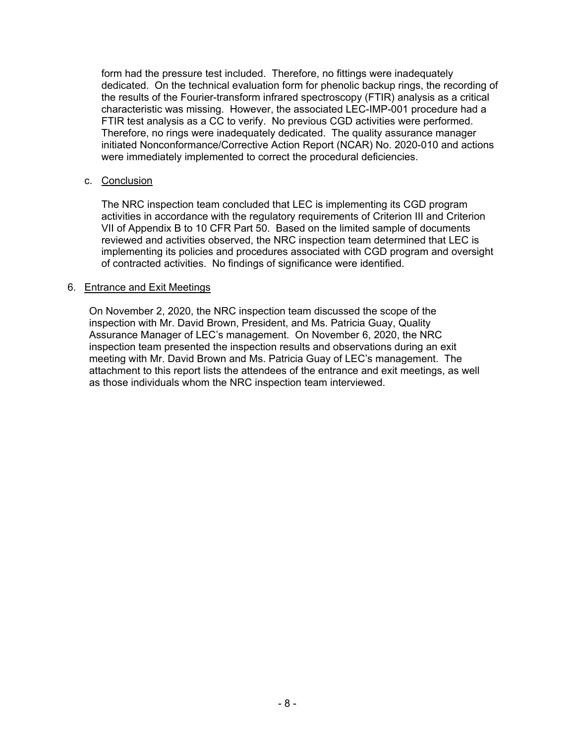form had the pressure test included. Therefore, no fittings were inadequately dedicated. On the technical evaluation form for phenolic backup rings, the recording of the results of the Fourier-transform infrared spectroscopy (FTIR) analysis as a critical characteristic was missing. However, the associated LEC-IMP-001 procedure had a FTIR test analysis as a CC to verify. No previous CGD activities were performed. Therefore, no rings were inadequately dedicated. The quality assurance manager initiated Nonconformance/Corrective Action Report (NCAR) No. 2020-010 and actions were immediately implemented to correct the procedural deficiencies.

c. Conclusion

The NRC inspection team concluded that LEC is implementing its CGD program activities in accordance with the regulatory requirements of Criterion III and Criterion VII of Appendix B to 10 CFR Part 50. Based on the limited sample of documents reviewed and activities observed, the NRC inspection team determined that LEC is implementing its policies and procedures associated with CGD program and oversight of contracted activities. No findings of significance were identified.

6. Entrance and Exit Meetings

On November 2, 2020, the NRC inspection team discussed the scope of the inspection with Mr. David Brown, President, and Ms. Patricia Guay, Quality Assurance Manager of LEC's management. On November 6, 2020, the NRC inspection team presented the inspection results and observations during an exit meeting with Mr. David Brown and Ms. Patricia Guay of LEC's management. The attachment to this report lists the attendees of the entrance and exit meetings, as well as those individuals whom the NRC inspection team interviewed.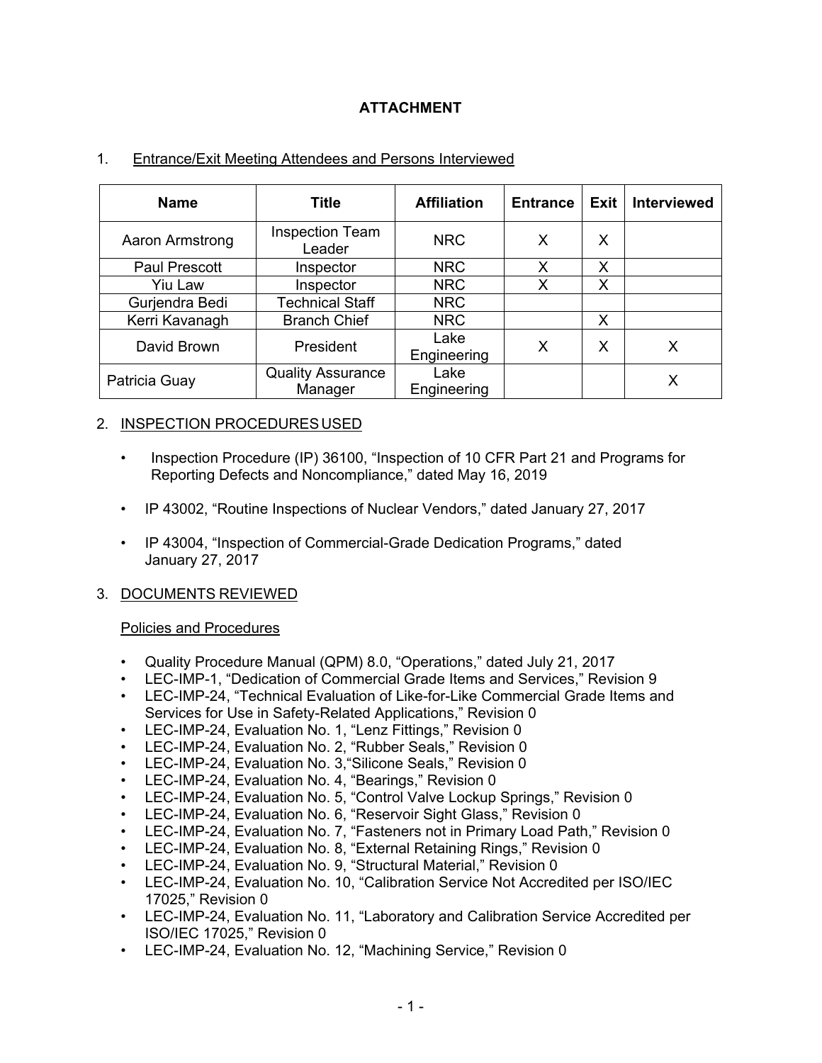# ATTACHMENT

1. Entrance/Exit Meeting Attendees and Persons Interviewed

| Name | Title | Affiliation | Entrance | Exit | Interviewed |
|---|---|---|---|---|---|
| Aaron Armstrong | Inspection Team Leader | NRC | X | X | |
| Paul Prescott | Inspector | NRC | X | X | |
| Yiu Law | Inspector | NRC | X | X | |
| Gurjendra Bedi | Technical Staff | NRC | | | |
| Kerri Kavanagh | Branch Chief | NRC | | X | |
| David Brown | President | Lake Engineering | X | X | X |
| Patricia Guay | Quality Assurance Manager | Lake Engineering | | | X |

2. INSPECTION PROCEDURES USED

- Inspection Procedure (IP) 36100, "Inspection of 10 CFR Part 21 and Programs for Reporting Defects and Noncompliance," dated May 16, 2019
- IP 43002, "Routine Inspections of Nuclear Vendors," dated January 27, 2017
- IP 43004, "Inspection of Commercial-Grade Dedication Programs," dated January 27, 2017

3. DOCUMENTS REVIEWED

Policies and Procedures

- Quality Procedure Manual (QPM) 8.0, "Operations," dated July 21, 2017
- LEC-IMP-1, "Dedication of Commercial Grade Items and Services," Revision 9
- LEC-IMP-24, "Technical Evaluation of Like-for-Like Commercial Grade Items and Services for Use in Safety-Related Applications," Revision 0
- LEC-IMP-24, Evaluation No. 1, "Lenz Fittings," Revision 0
- LEC-IMP-24, Evaluation No. 2, "Rubber Seals," Revision 0
- LEC-IMP-24, Evaluation No. 3,"Silicone Seals," Revision 0
- LEC-IMP-24, Evaluation No. 4, "Bearings," Revision 0
- LEC-IMP-24, Evaluation No. 5, "Control Valve Lockup Springs," Revision 0
- LEC-IMP-24, Evaluation No. 6, "Reservoir Sight Glass," Revision 0
- LEC-IMP-24, Evaluation No. 7, "Fasteners not in Primary Load Path," Revision 0
- LEC-IMP-24, Evaluation No. 8, "External Retaining Rings," Revision 0
- LEC-IMP-24, Evaluation No. 9, "Structural Material," Revision 0
- LEC-IMP-24, Evaluation No. 10, "Calibration Service Not Accredited per ISO/IEC 17025," Revision 0
- LEC-IMP-24, Evaluation No. 11, "Laboratory and Calibration Service Accredited per ISO/IEC 17025," Revision 0
- LEC-IMP-24, Evaluation No. 12, "Machining Service," Revision 0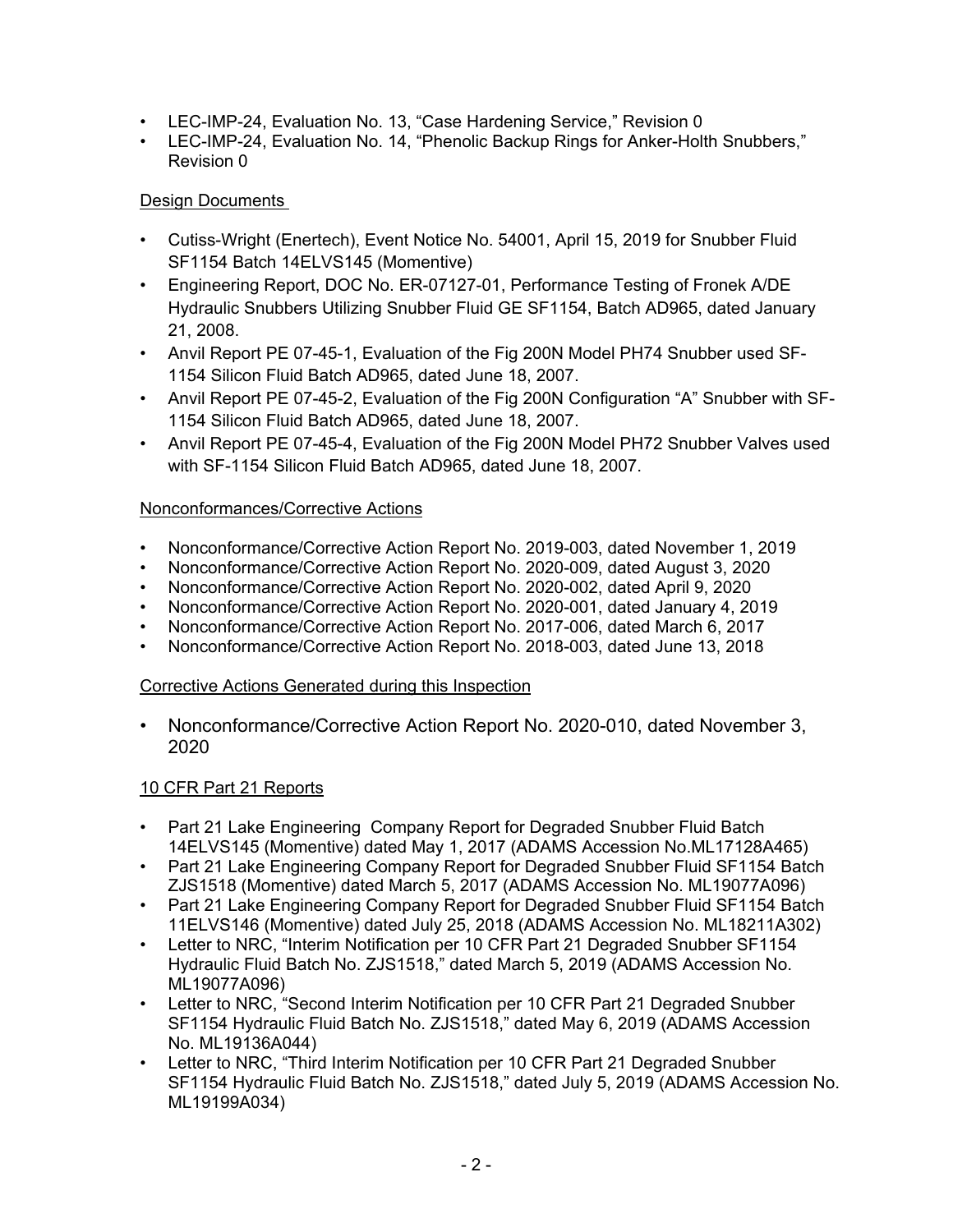- LEC-IMP-24, Evaluation No. 13, "Case Hardening Service," Revision 0
- LEC-IMP-24, Evaluation No. 14, "Phenolic Backup Rings for Anker-Holth Snubbers," Revision 0

Design Documents

- Cutiss-Wright (Enertech), Event Notice No. 54001, April 15, 2019 for Snubber Fluid SF1154 Batch 14ELVS145 (Momentive)
- Engineering Report, DOC No. ER-07127-01, Performance Testing of Fronek A/DE Hydraulic Snubbers Utilizing Snubber Fluid GE SF1154, Batch AD965, dated January 21, 2008.
- Anvil Report PE 07-45-1, Evaluation of the Fig 200N Model PH74 Snubber used SF-1154 Silicon Fluid Batch AD965, dated June 18, 2007.
- Anvil Report PE 07-45-2, Evaluation of the Fig 200N Configuration "A" Snubber with SF-1154 Silicon Fluid Batch AD965, dated June 18, 2007.
- Anvil Report PE 07-45-4, Evaluation of the Fig 200N Model PH72 Snubber Valves used with SF-1154 Silicon Fluid Batch AD965, dated June 18, 2007.

Nonconformances/Corrective Actions

- Nonconformance/Corrective Action Report No. 2019-003, dated November 1, 2019
- Nonconformance/Corrective Action Report No. 2020-009, dated August 3, 2020
- Nonconformance/Corrective Action Report No. 2020-002, dated April 9, 2020
- Nonconformance/Corrective Action Report No. 2020-001, dated January 4, 2019
- Nonconformance/Corrective Action Report No. 2017-006, dated March 6, 2017
- Nonconformance/Corrective Action Report No. 2018-003, dated June 13, 2018

Corrective Actions Generated during this Inspection

- Nonconformance/Corrective Action Report No. 2020-010, dated November 3, 2020

10 CFR Part 21 Reports

- Part 21 Lake Engineering Company Report for Degraded Snubber Fluid Batch 14ELVS145 (Momentive) dated May 1, 2017 (ADAMS Accession No.ML17128A465)
- Part 21 Lake Engineering Company Report for Degraded Snubber Fluid SF1154 Batch ZJS1518 (Momentive) dated March 5, 2017 (ADAMS Accession No. ML19077A096)
- Part 21 Lake Engineering Company Report for Degraded Snubber Fluid SF1154 Batch 11ELVS146 (Momentive) dated July 25, 2018 (ADAMS Accession No. ML18211A302)
- Letter to NRC, "Interim Notification per 10 CFR Part 21 Degraded Snubber SF1154 Hydraulic Fluid Batch No. ZJS1518," dated March 5, 2019 (ADAMS Accession No. ML19077A096)
- Letter to NRC, "Second Interim Notification per 10 CFR Part 21 Degraded Snubber SF1154 Hydraulic Fluid Batch No. ZJS1518," dated May 6, 2019 (ADAMS Accession No. ML19136A044)
- Letter to NRC, "Third Interim Notification per 10 CFR Part 21 Degraded Snubber SF1154 Hydraulic Fluid Batch No. ZJS1518," dated July 5, 2019 (ADAMS Accession No. ML19199A034)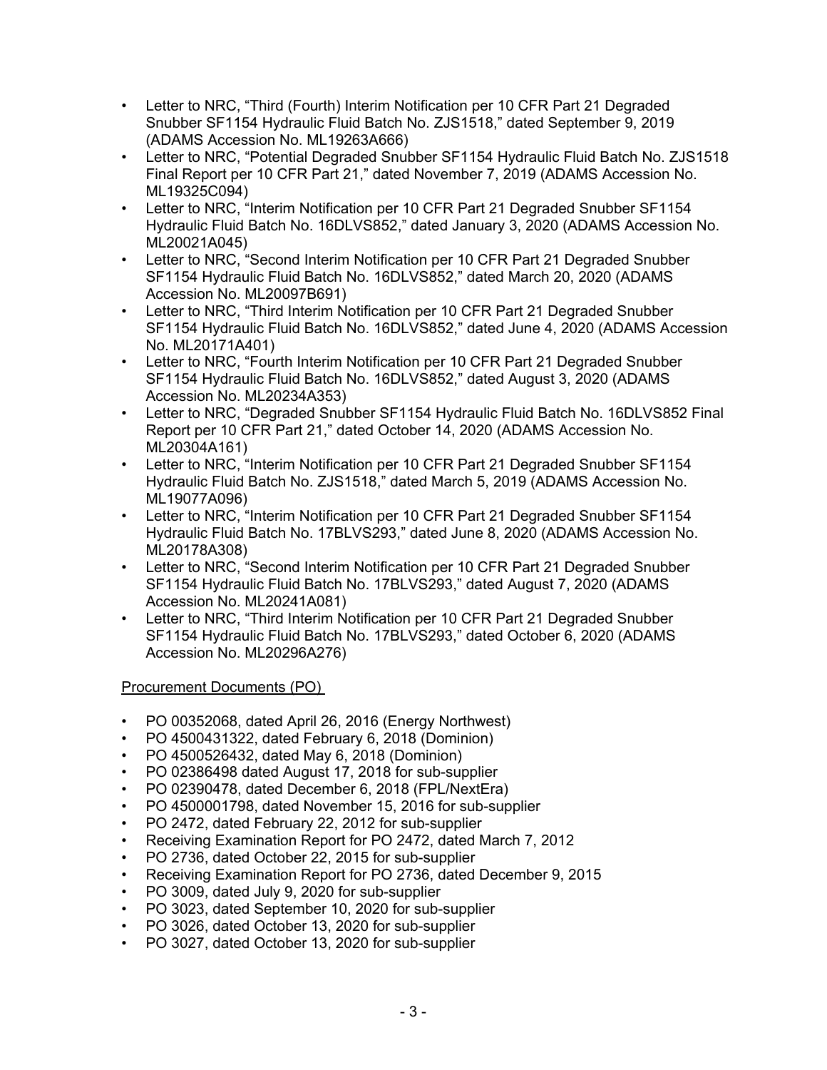- Letter to NRC, "Third (Fourth) Interim Notification per 10 CFR Part 21 Degraded Snubber SF1154 Hydraulic Fluid Batch No. ZJS1518," dated September 9, 2019 (ADAMS Accession No. ML19263A666)
- Letter to NRC, "Potential Degraded Snubber SF1154 Hydraulic Fluid Batch No. ZJS1518 Final Report per 10 CFR Part 21," dated November 7, 2019 (ADAMS Accession No. ML19325C094)
- Letter to NRC, "Interim Notification per 10 CFR Part 21 Degraded Snubber SF1154 Hydraulic Fluid Batch No. 16DLVS852," dated January 3, 2020 (ADAMS Accession No. ML20021A045)
- Letter to NRC, "Second Interim Notification per 10 CFR Part 21 Degraded Snubber SF1154 Hydraulic Fluid Batch No. 16DLVS852," dated March 20, 2020 (ADAMS Accession No. ML20097B691)
- Letter to NRC, "Third Interim Notification per 10 CFR Part 21 Degraded Snubber SF1154 Hydraulic Fluid Batch No. 16DLVS852," dated June 4, 2020 (ADAMS Accession No. ML20171A401)
- Letter to NRC, "Fourth Interim Notification per 10 CFR Part 21 Degraded Snubber SF1154 Hydraulic Fluid Batch No. 16DLVS852," dated August 3, 2020 (ADAMS Accession No. ML20234A353)
- Letter to NRC, "Degraded Snubber SF1154 Hydraulic Fluid Batch No. 16DLVS852 Final Report per 10 CFR Part 21," dated October 14, 2020 (ADAMS Accession No. ML20304A161)
- Letter to NRC, "Interim Notification per 10 CFR Part 21 Degraded Snubber SF1154 Hydraulic Fluid Batch No. ZJS1518," dated March 5, 2019 (ADAMS Accession No. ML19077A096)
- Letter to NRC, "Interim Notification per 10 CFR Part 21 Degraded Snubber SF1154 Hydraulic Fluid Batch No. 17BLVS293," dated June 8, 2020 (ADAMS Accession No. ML20178A308)
- Letter to NRC, "Second Interim Notification per 10 CFR Part 21 Degraded Snubber SF1154 Hydraulic Fluid Batch No. 17BLVS293," dated August 7, 2020 (ADAMS Accession No. ML20241A081)
- Letter to NRC, "Third Interim Notification per 10 CFR Part 21 Degraded Snubber SF1154 Hydraulic Fluid Batch No. 17BLVS293," dated October 6, 2020 (ADAMS Accession No. ML20296A276)

Procurement Documents (PO)

- PO 00352068, dated April 26, 2016 (Energy Northwest)
- PO 4500431322, dated February 6, 2018 (Dominion)
- PO 4500526432, dated May 6, 2018 (Dominion)
- PO 02386498 dated August 17, 2018 for sub-supplier
- PO 02390478, dated December 6, 2018 (FPL/NextEra)
- PO 4500001798, dated November 15, 2016 for sub-supplier
- PO 2472, dated February 22, 2012 for sub-supplier
- Receiving Examination Report for PO 2472, dated March 7, 2012
- PO 2736, dated October 22, 2015 for sub-supplier
- Receiving Examination Report for PO 2736, dated December 9, 2015
- PO 3009, dated July 9, 2020 for sub-supplier
- PO 3023, dated September 10, 2020 for sub-supplier
- PO 3026, dated October 13, 2020 for sub-supplier
- PO 3027, dated October 13, 2020 for sub-supplier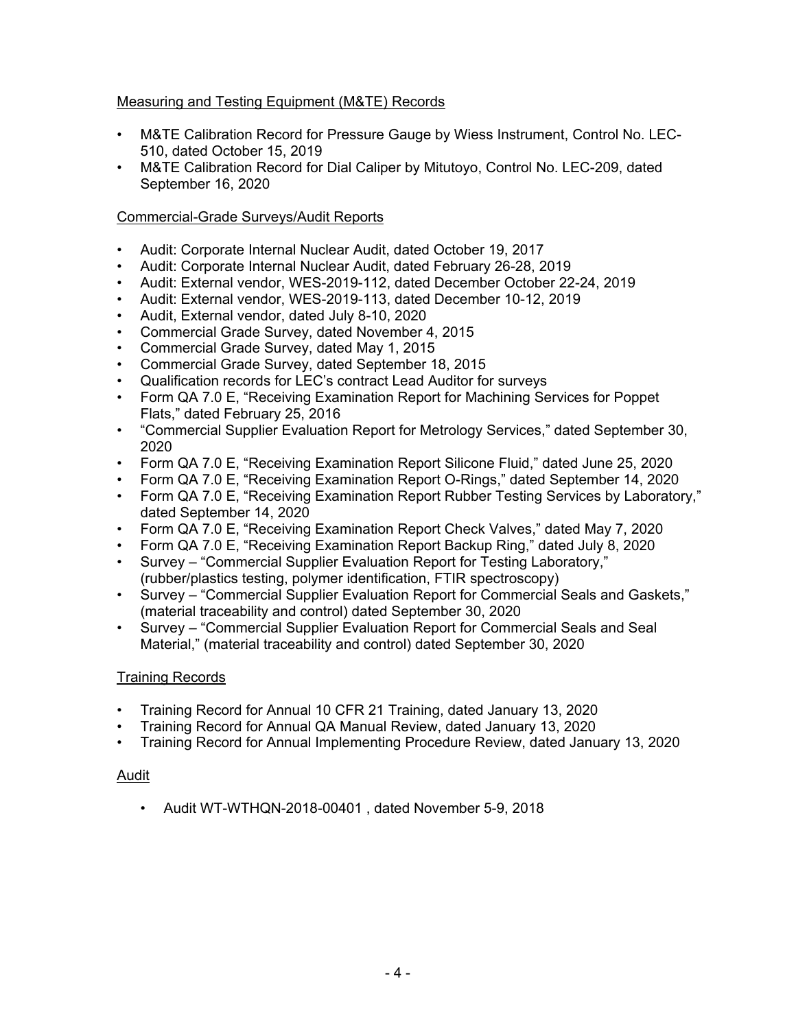Measuring and Testing Equipment (M&TE) Records

- M&TE Calibration Record for Pressure Gauge by Wiess Instrument, Control No. LEC-510, dated October 15, 2019
- M&TE Calibration Record for Dial Caliper by Mitutoyo, Control No. LEC-209, dated September 16, 2020

Commercial-Grade Surveys/Audit Reports

- Audit: Corporate Internal Nuclear Audit, dated October 19, 2017
- Audit: Corporate Internal Nuclear Audit, dated February 26-28, 2019
- Audit: External vendor, WES-2019-112, dated December October 22-24, 2019
- Audit: External vendor, WES-2019-113, dated December 10-12, 2019
- Audit, External vendor, dated July 8-10, 2020
- Commercial Grade Survey, dated November 4, 2015
- Commercial Grade Survey, dated May 1, 2015
- Commercial Grade Survey, dated September 18, 2015
- Qualification records for LEC's contract Lead Auditor for surveys
- Form QA 7.0 E, "Receiving Examination Report for Machining Services for Poppet Flats," dated February 25, 2016
- "Commercial Supplier Evaluation Report for Metrology Services," dated September 30, 2020
- Form QA 7.0 E, "Receiving Examination Report Silicone Fluid," dated June 25, 2020
- Form QA 7.0 E, "Receiving Examination Report O-Rings," dated September 14, 2020
- Form QA 7.0 E, "Receiving Examination Report Rubber Testing Services by Laboratory," dated September 14, 2020
- Form QA 7.0 E, "Receiving Examination Report Check Valves," dated May 7, 2020
- Form QA 7.0 E, "Receiving Examination Report Backup Ring," dated July 8, 2020
- Survey – "Commercial Supplier Evaluation Report for Testing Laboratory," (rubber/plastics testing, polymer identification, FTIR spectroscopy)
- Survey – "Commercial Supplier Evaluation Report for Commercial Seals and Gaskets," (material traceability and control) dated September 30, 2020
- Survey – "Commercial Supplier Evaluation Report for Commercial Seals and Seal Material," (material traceability and control) dated September 30, 2020

Training Records

- Training Record for Annual 10 CFR 21 Training, dated January 13, 2020
- Training Record for Annual QA Manual Review, dated January 13, 2020
- Training Record for Annual Implementing Procedure Review, dated January 13, 2020

Audit

- Audit WT-WTHQN-2018-00401 , dated November 5-9, 2018